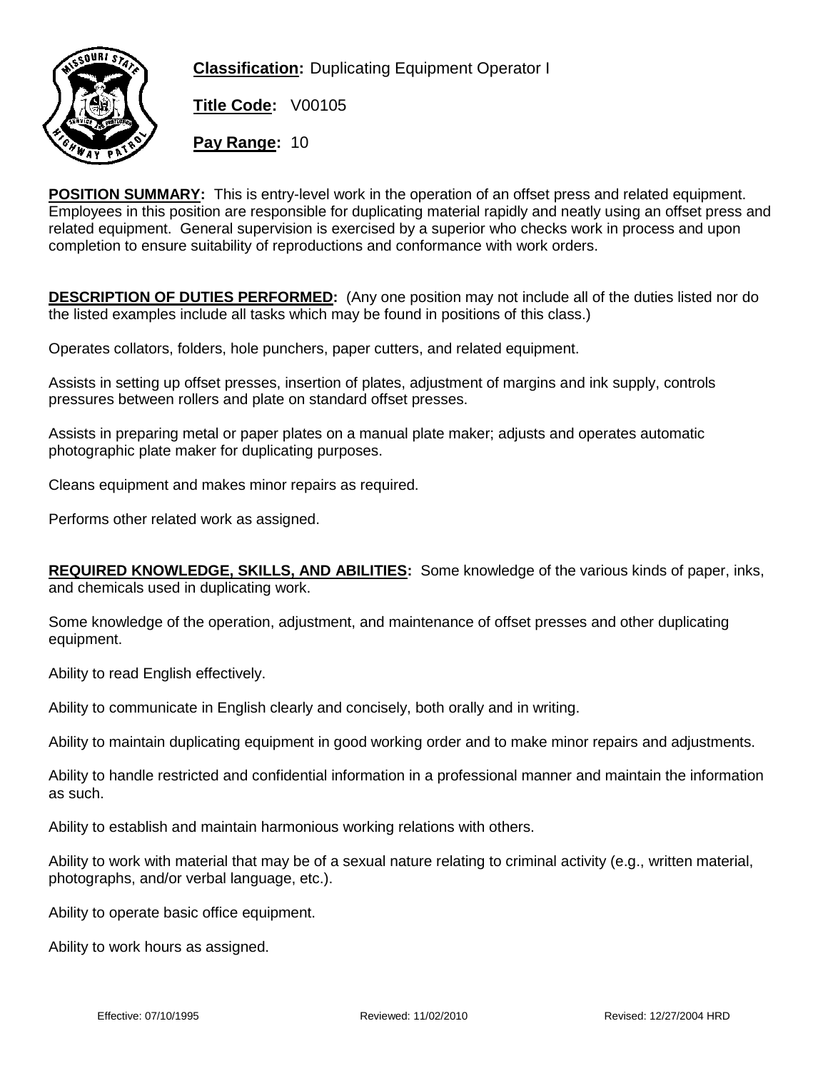**Classification:** Duplicating Equipment Operator I

**Title Code:** V00105

**Pay Range:** 10

**POSITION SUMMARY:** This is entry-level work in the operation of an offset press and related equipment. Employees in this position are responsible for duplicating material rapidly and neatly using an offset press and related equipment. General supervision is exercised by a superior who checks work in process and upon completion to ensure suitability of reproductions and conformance with work orders.

**DESCRIPTION OF DUTIES PERFORMED:** (Any one position may not include all of the duties listed nor do the listed examples include all tasks which may be found in positions of this class.)

Operates collators, folders, hole punchers, paper cutters, and related equipment.

Assists in setting up offset presses, insertion of plates, adjustment of margins and ink supply, controls pressures between rollers and plate on standard offset presses.

Assists in preparing metal or paper plates on a manual plate maker; adjusts and operates automatic photographic plate maker for duplicating purposes.

Cleans equipment and makes minor repairs as required.

Performs other related work as assigned.

**REQUIRED KNOWLEDGE, SKILLS, AND ABILITIES:** Some knowledge of the various kinds of paper, inks, and chemicals used in duplicating work.

Some knowledge of the operation, adjustment, and maintenance of offset presses and other duplicating equipment.

Ability to read English effectively.

Ability to communicate in English clearly and concisely, both orally and in writing.

Ability to maintain duplicating equipment in good working order and to make minor repairs and adjustments.

Ability to handle restricted and confidential information in a professional manner and maintain the information as such.

Ability to establish and maintain harmonious working relations with others.

Ability to work with material that may be of a sexual nature relating to criminal activity (e.g., written material, photographs, and/or verbal language, etc.).

Ability to operate basic office equipment.

Ability to work hours as assigned.

Effective: 07/10/1995 Reviewed: 11/02/2010 Revised: 12/27/2004 HRD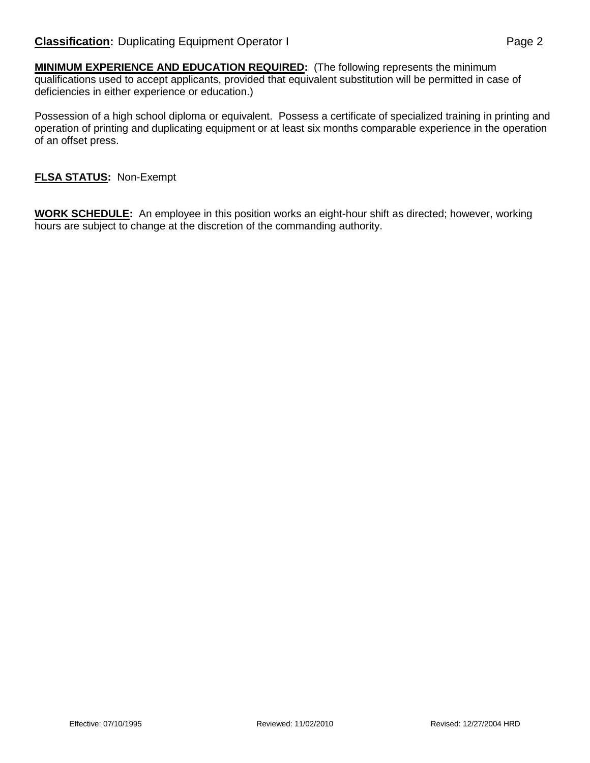**MINIMUM EXPERIENCE AND EDUCATION REQUIRED:** (The following represents the minimum qualifications used to accept applicants, provided that equivalent substitution will be permitted in case of deficiencies in either experience or education.)

Possession of a high school diploma or equivalent. Possess a certificate of specialized training in printing and operation of printing and duplicating equipment or at least six months comparable experience in the operation of an offset press.

**FLSA STATUS:** Non-Exempt

**WORK SCHEDULE:** An employee in this position works an eight-hour shift as directed; however, working hours are subject to change at the discretion of the commanding authority.